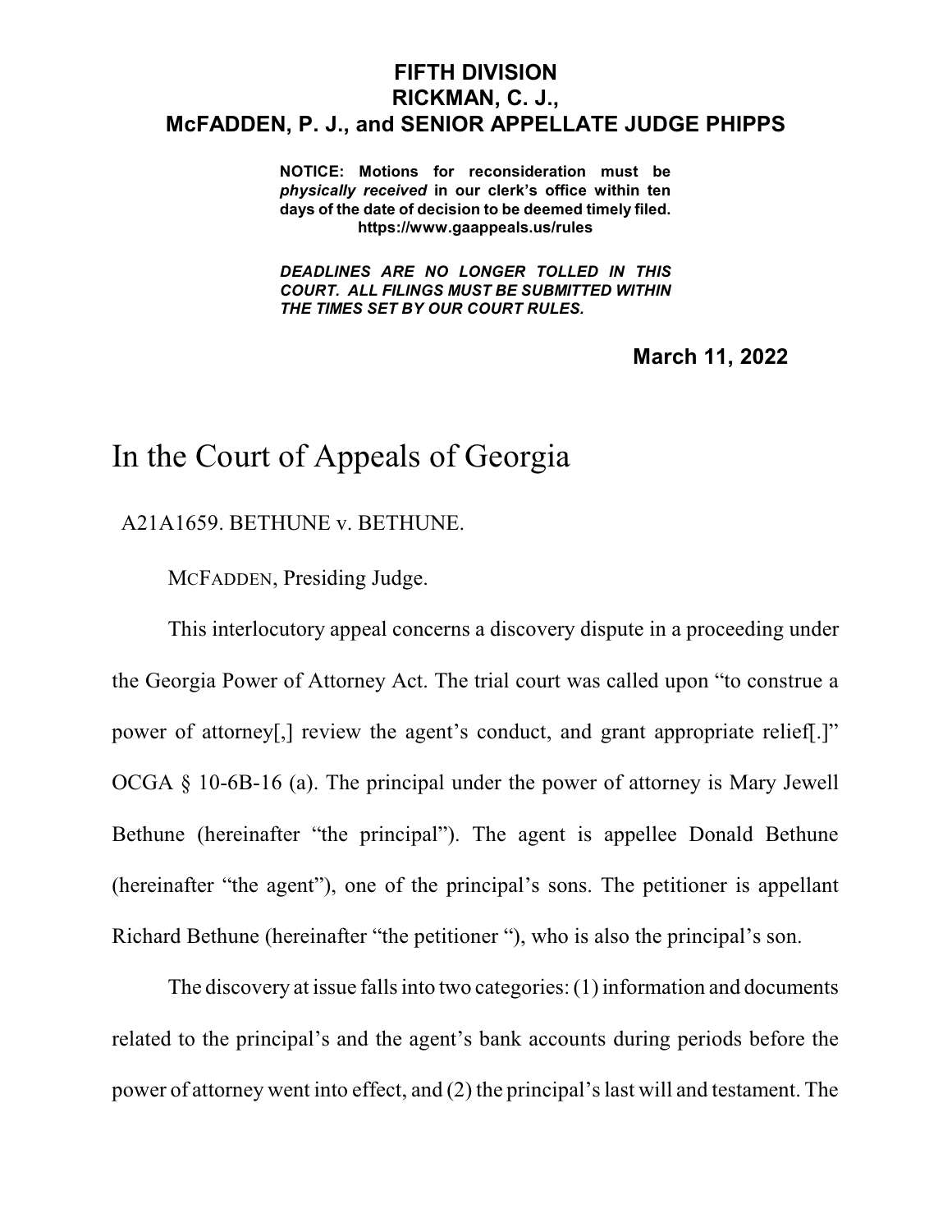**FIFTH DIVISION**
**RICKMAN, C. J.,**
**McFADDEN, P. J., and SENIOR APPELLATE JUDGE PHIPPS**

**NOTICE: Motions for reconsideration must be *physically received* in our clerk's office within ten days of the date of decision to be deemed timely filed. https://www.gaappeals.us/rules**

***DEADLINES ARE NO LONGER TOLLED IN THIS COURT. ALL FILINGS MUST BE SUBMITTED WITHIN THE TIMES SET BY OUR COURT RULES.***

**March 11, 2022**

# In the Court of Appeals of Georgia

A21A1659. BETHUNE v. BETHUNE.

MCFADDEN, Presiding Judge.

This interlocutory appeal concerns a discovery dispute in a proceeding under the Georgia Power of Attorney Act. The trial court was called upon "to construe a power of attorney[,] review the agent's conduct, and grant appropriate relief[.]" OCGA § 10-6B-16 (a). The principal under the power of attorney is Mary Jewell Bethune (hereinafter "the principal"). The agent is appellee Donald Bethune (hereinafter "the agent"), one of the principal's sons. The petitioner is appellant Richard Bethune (hereinafter "the petitioner "), who is also the principal's son.

The discovery at issue falls into two categories: (1) information and documents related to the principal's and the agent's bank accounts during periods before the power of attorney went into effect, and (2) the principal's last will and testament. The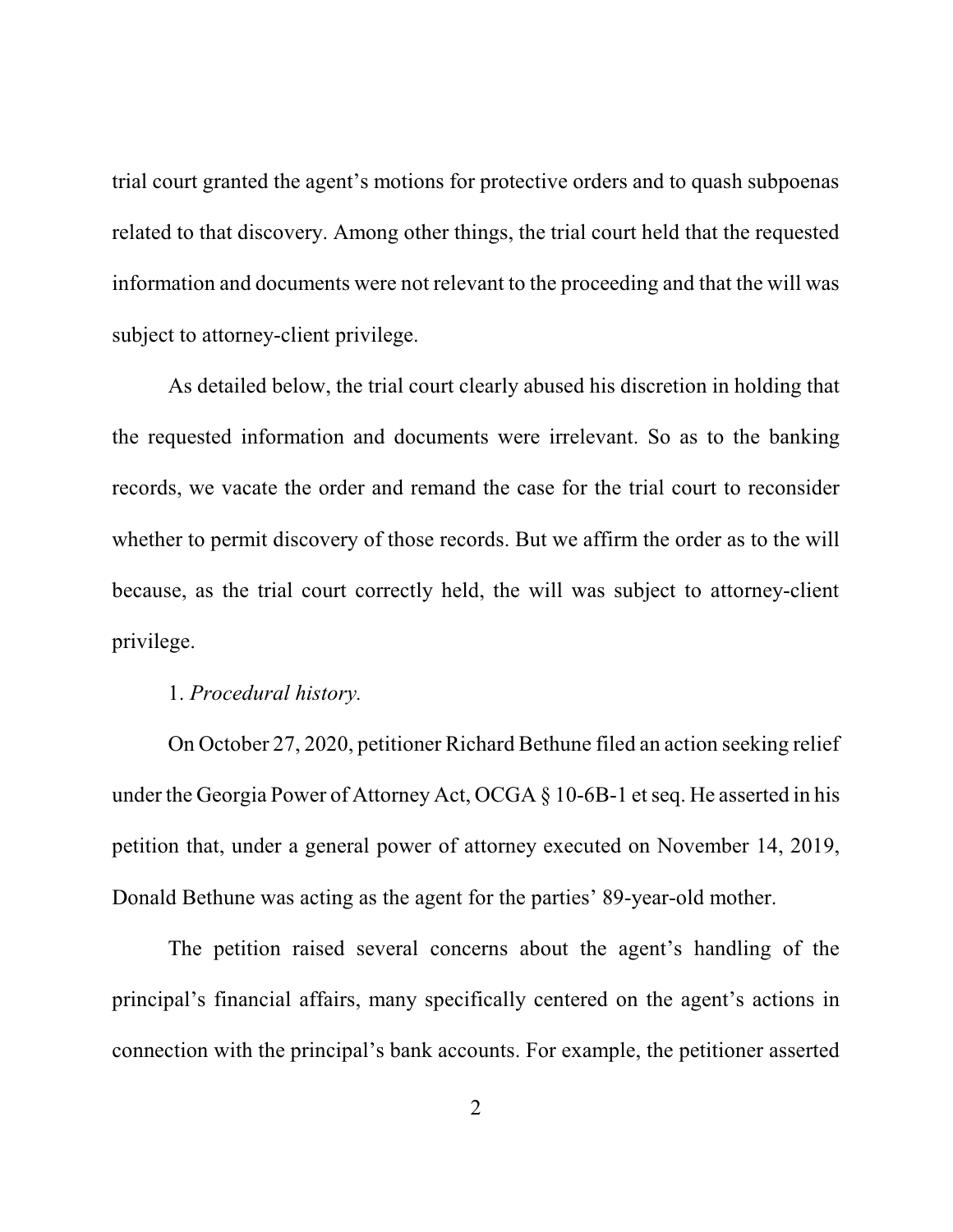trial court granted the agent's motions for protective orders and to quash subpoenas related to that discovery. Among other things, the trial court held that the requested information and documents were not relevant to the proceeding and that the will was subject to attorney-client privilege.

As detailed below, the trial court clearly abused his discretion in holding that the requested information and documents were irrelevant. So as to the banking records, we vacate the order and remand the case for the trial court to reconsider whether to permit discovery of those records. But we affirm the order as to the will because, as the trial court correctly held, the will was subject to attorney-client privilege.

1. *Procedural history.*

On October 27, 2020, petitioner Richard Bethune filed an action seeking relief under the Georgia Power of Attorney Act, OCGA § 10-6B-1 et seq. He asserted in his petition that, under a general power of attorney executed on November 14, 2019, Donald Bethune was acting as the agent for the parties' 89-year-old mother.

The petition raised several concerns about the agent's handling of the principal's financial affairs, many specifically centered on the agent's actions in connection with the principal's bank accounts. For example, the petitioner asserted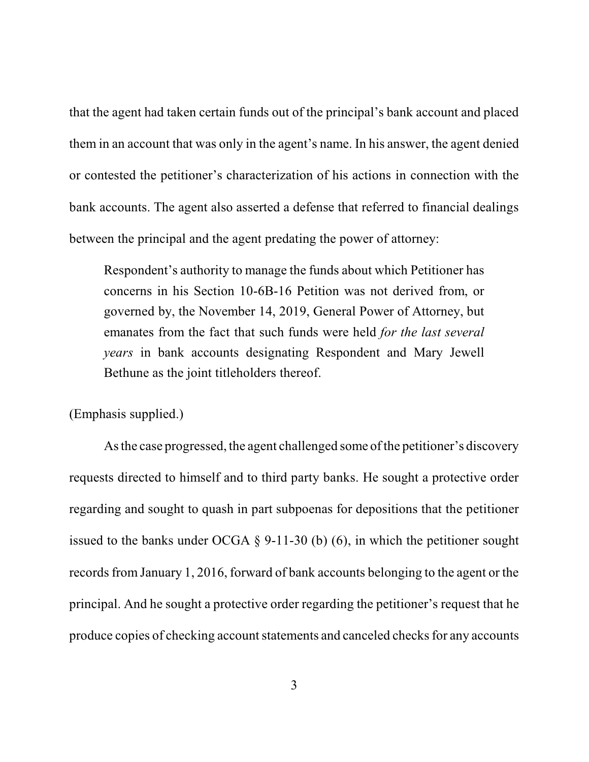that the agent had taken certain funds out of the principal's bank account and placed them in an account that was only in the agent's name. In his answer, the agent denied or contested the petitioner's characterization of his actions in connection with the bank accounts. The agent also asserted a defense that referred to financial dealings between the principal and the agent predating the power of attorney:

> Respondent's authority to manage the funds about which Petitioner has concerns in his Section 10-6B-16 Petition was not derived from, or governed by, the November 14, 2019, General Power of Attorney, but emanates from the fact that such funds were held *for the last several years* in bank accounts designating Respondent and Mary Jewell Bethune as the joint titleholders thereof.

(Emphasis supplied.)

As the case progressed, the agent challenged some of the petitioner's discovery requests directed to himself and to third party banks. He sought a protective order regarding and sought to quash in part subpoenas for depositions that the petitioner issued to the banks under OCGA § 9-11-30 (b) (6), in which the petitioner sought records from January 1, 2016, forward of bank accounts belonging to the agent or the principal. And he sought a protective order regarding the petitioner's request that he produce copies of checking account statements and canceled checks for any accounts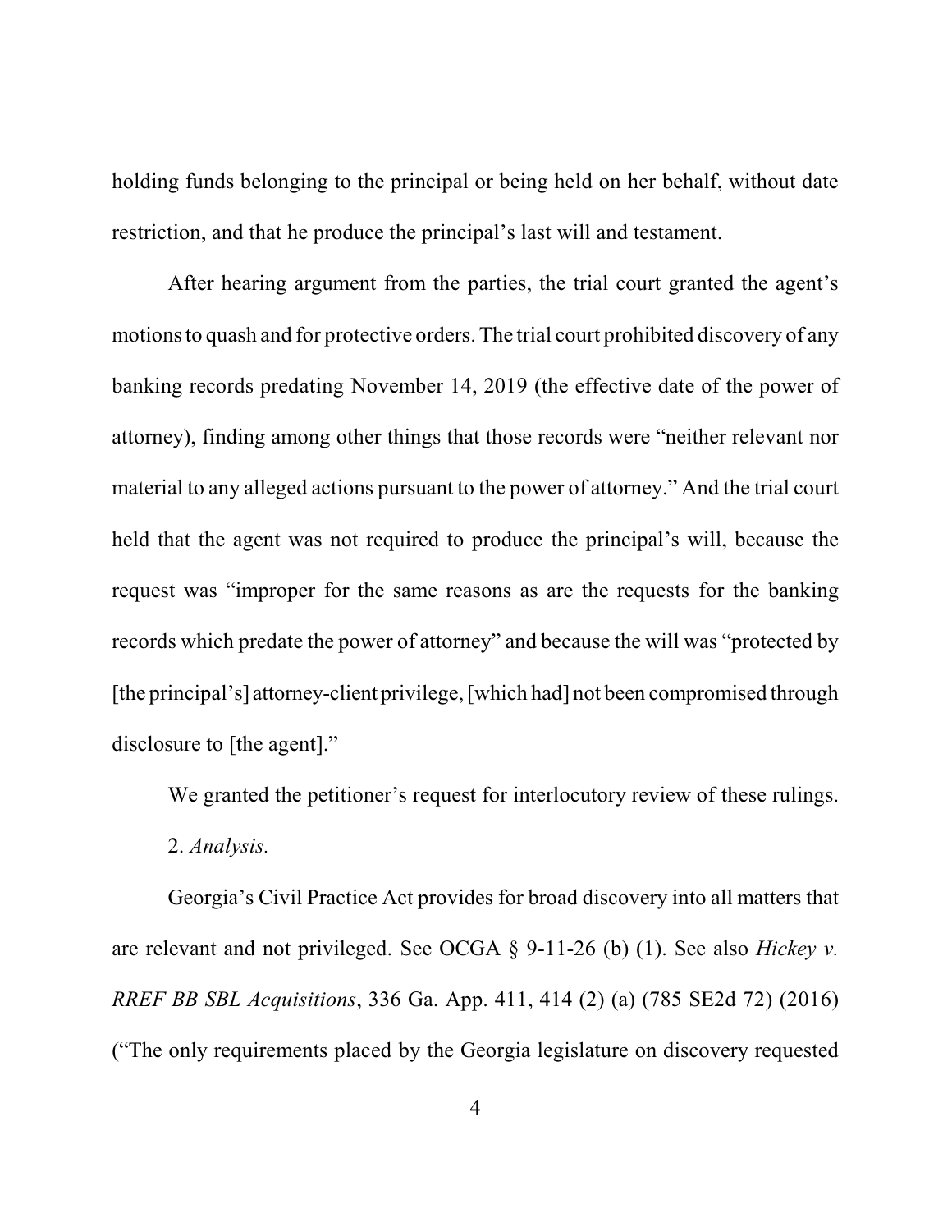holding funds belonging to the principal or being held on her behalf, without date restriction, and that he produce the principal's last will and testament.

After hearing argument from the parties, the trial court granted the agent's motions to quash and for protective orders. The trial court prohibited discovery of any banking records predating November 14, 2019 (the effective date of the power of attorney), finding among other things that those records were "neither relevant nor material to any alleged actions pursuant to the power of attorney." And the trial court held that the agent was not required to produce the principal's will, because the request was "improper for the same reasons as are the requests for the banking records which predate the power of attorney" and because the will was "protected by [the principal's] attorney-client privilege, [which had] not been compromised through disclosure to [the agent]."

We granted the petitioner's request for interlocutory review of these rulings.

2. *Analysis.*

Georgia's Civil Practice Act provides for broad discovery into all matters that are relevant and not privileged. See OCGA § 9-11-26 (b) (1). See also *Hickey v. RREF BB SBL Acquisitions*, 336 Ga. App. 411, 414 (2) (a) (785 SE2d 72) (2016) ("The only requirements placed by the Georgia legislature on discovery requested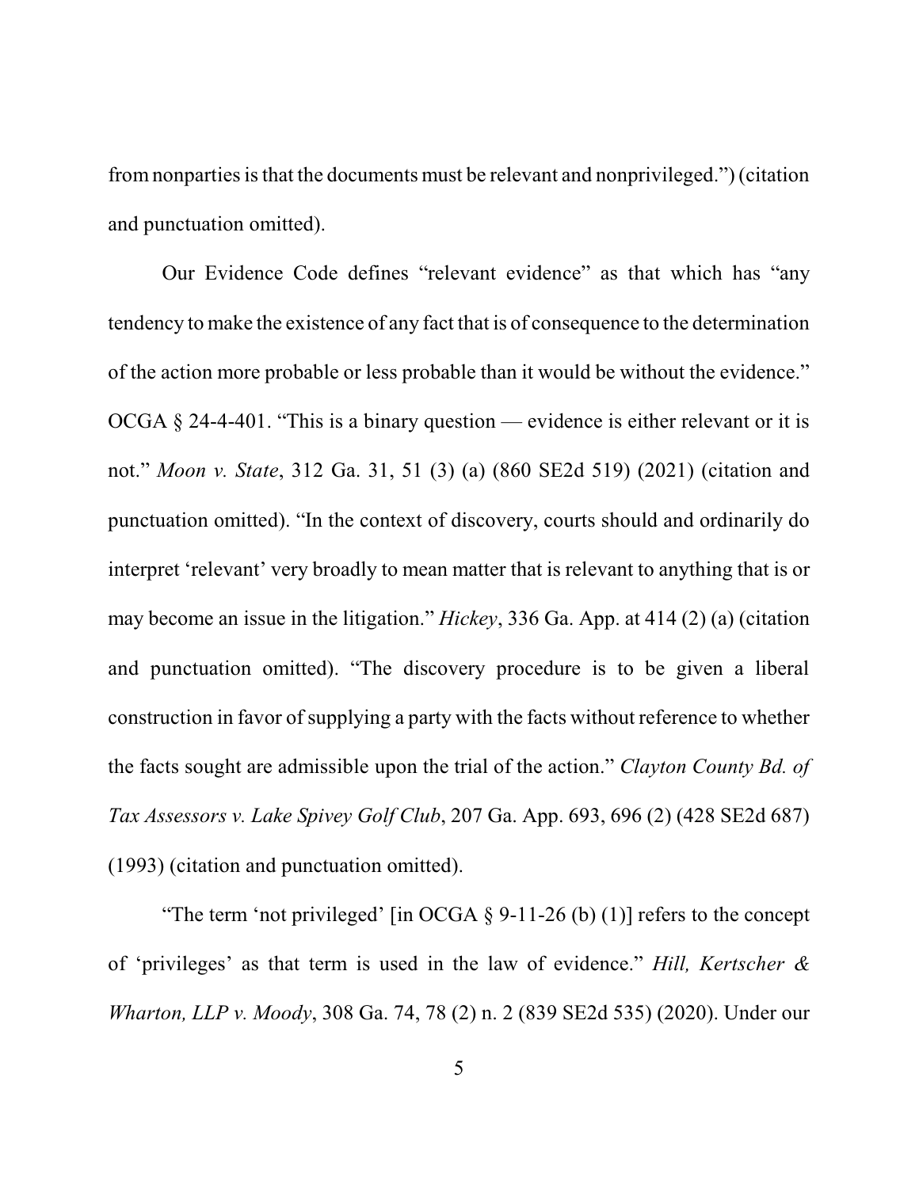from nonparties is that the documents must be relevant and nonprivileged.") (citation and punctuation omitted).

Our Evidence Code defines "relevant evidence" as that which has "any tendency to make the existence of any fact that is of consequence to the determination of the action more probable or less probable than it would be without the evidence." OCGA § 24-4-401. "This is a binary question — evidence is either relevant or it is not." *Moon v. State*, 312 Ga. 31, 51 (3) (a) (860 SE2d 519) (2021) (citation and punctuation omitted). "In the context of discovery, courts should and ordinarily do interpret 'relevant' very broadly to mean matter that is relevant to anything that is or may become an issue in the litigation." *Hickey*, 336 Ga. App. at 414 (2) (a) (citation and punctuation omitted). "The discovery procedure is to be given a liberal construction in favor of supplying a party with the facts without reference to whether the facts sought are admissible upon the trial of the action." *Clayton County Bd. of Tax Assessors v. Lake Spivey Golf Club*, 207 Ga. App. 693, 696 (2) (428 SE2d 687) (1993) (citation and punctuation omitted).

"The term 'not privileged' [in OCGA § 9-11-26 (b) (1)] refers to the concept of 'privileges' as that term is used in the law of evidence." *Hill, Kertscher & Wharton, LLP v. Moody*, 308 Ga. 74, 78 (2) n. 2 (839 SE2d 535) (2020). Under our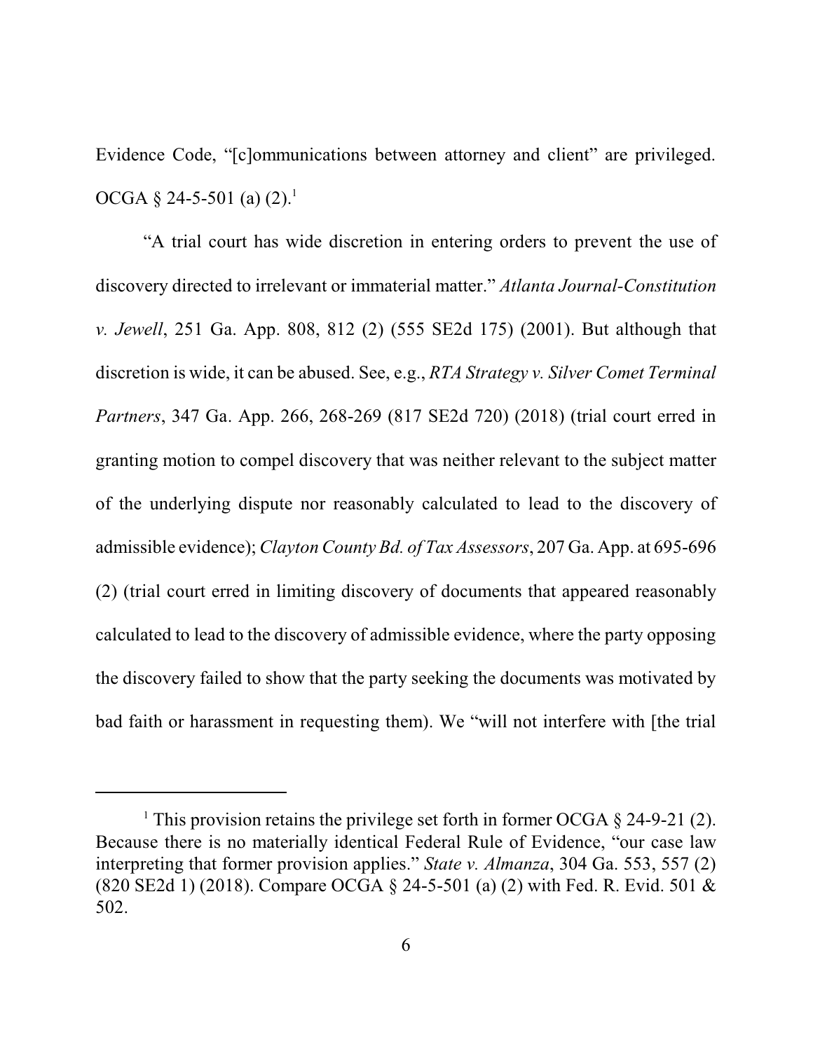Evidence Code, "[c]ommunications between attorney and client" are privileged. OCGA § 24-5-501 (a) (2).[1]

"A trial court has wide discretion in entering orders to prevent the use of discovery directed to irrelevant or immaterial matter." *Atlanta Journal-Constitution v. Jewell*, 251 Ga. App. 808, 812 (2) (555 SE2d 175) (2001). But although that discretion is wide, it can be abused. See, e.g., *RTA Strategy v. Silver Comet Terminal Partners*, 347 Ga. App. 266, 268-269 (817 SE2d 720) (2018) (trial court erred in granting motion to compel discovery that was neither relevant to the subject matter of the underlying dispute nor reasonably calculated to lead to the discovery of admissible evidence); *Clayton County Bd. of Tax Assessors*, 207 Ga. App. at 695-696 (2) (trial court erred in limiting discovery of documents that appeared reasonably calculated to lead to the discovery of admissible evidence, where the party opposing the discovery failed to show that the party seeking the documents was motivated by bad faith or harassment in requesting them). We "will not interfere with [the trial

---

[1] This provision retains the privilege set forth in former OCGA § 24-9-21 (2). Because there is no materially identical Federal Rule of Evidence, "our case law interpreting that former provision applies." *State v. Almanza*, 304 Ga. 553, 557 (2) (820 SE2d 1) (2018). Compare OCGA § 24-5-501 (a) (2) with Fed. R. Evid. 501 & 502.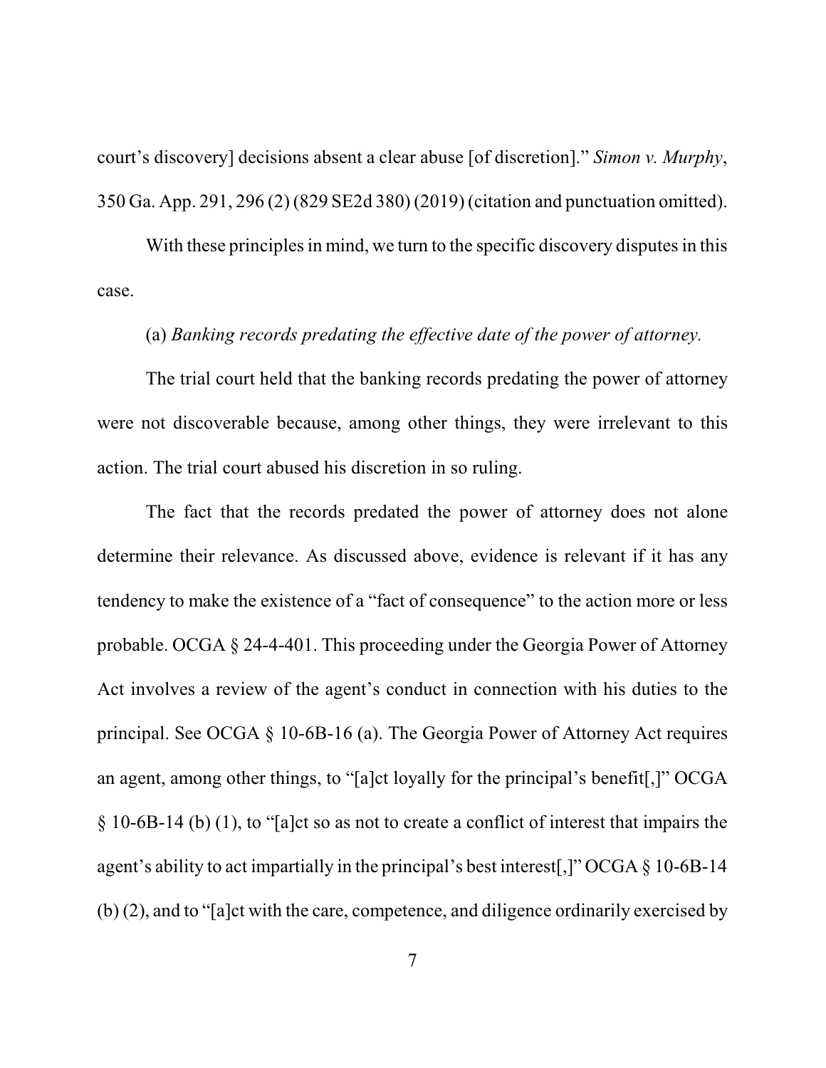court's discovery] decisions absent a clear abuse [of discretion]." *Simon v. Murphy*, 350 Ga. App. 291, 296 (2) (829 SE2d 380) (2019) (citation and punctuation omitted).

With these principles in mind, we turn to the specific discovery disputes in this case.

(a) *Banking records predating the effective date of the power of attorney.*

The trial court held that the banking records predating the power of attorney were not discoverable because, among other things, they were irrelevant to this action. The trial court abused his discretion in so ruling.

The fact that the records predated the power of attorney does not alone determine their relevance. As discussed above, evidence is relevant if it has any tendency to make the existence of a "fact of consequence" to the action more or less probable. OCGA § 24-4-401. This proceeding under the Georgia Power of Attorney Act involves a review of the agent's conduct in connection with his duties to the principal. See OCGA § 10-6B-16 (a). The Georgia Power of Attorney Act requires an agent, among other things, to "[a]ct loyally for the principal's benefit[,]" OCGA § 10-6B-14 (b) (1), to "[a]ct so as not to create a conflict of interest that impairs the agent's ability to act impartially in the principal's best interest[,]" OCGA § 10-6B-14 (b) (2), and to "[a]ct with the care, competence, and diligence ordinarily exercised by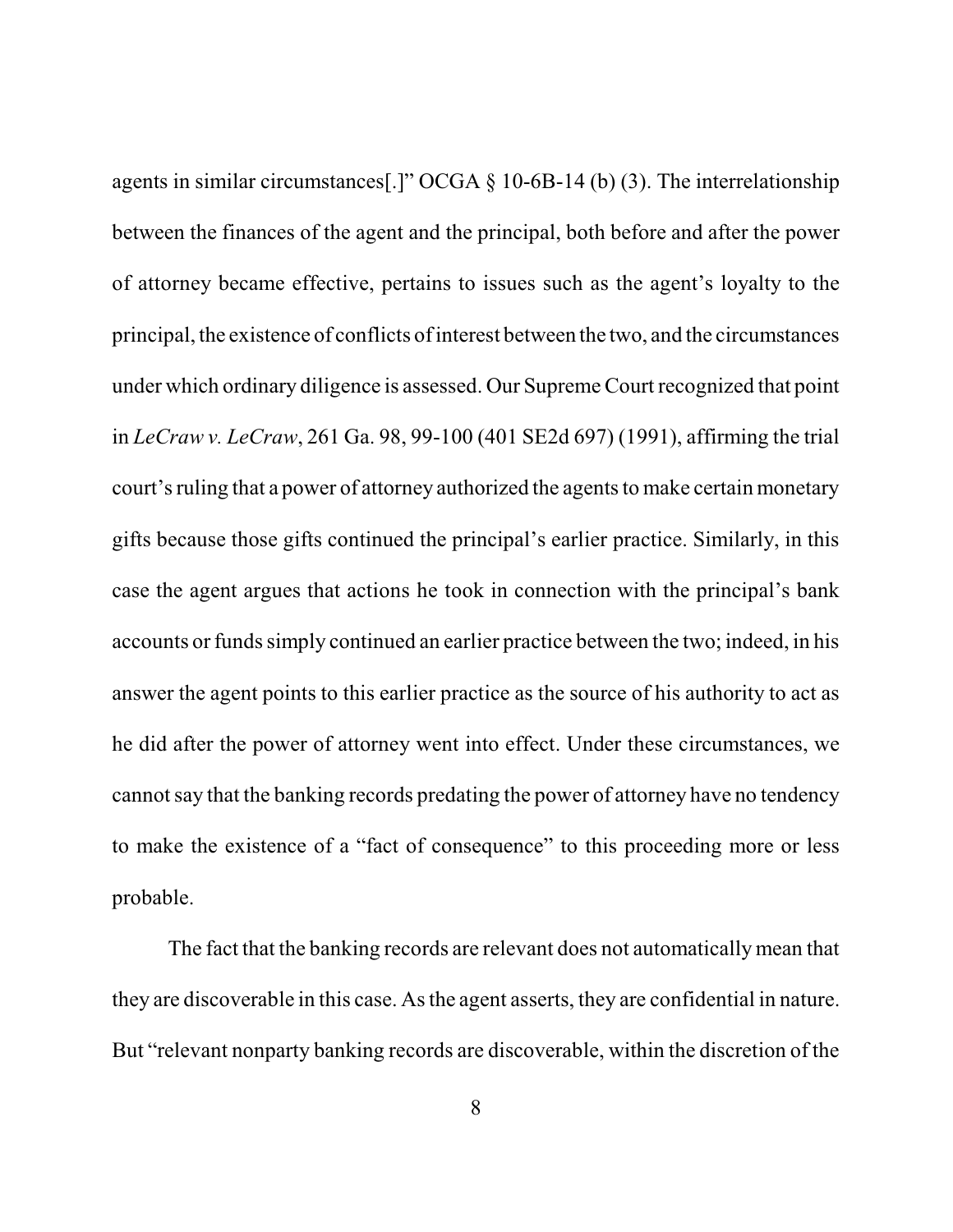agents in similar circumstances[.]" OCGA § 10-6B-14 (b) (3). The interrelationship between the finances of the agent and the principal, both before and after the power of attorney became effective, pertains to issues such as the agent's loyalty to the principal, the existence of conflicts of interest between the two, and the circumstances under which ordinary diligence is assessed. Our Supreme Court recognized that point in *LeCraw v. LeCraw*, 261 Ga. 98, 99-100 (401 SE2d 697) (1991), affirming the trial court's ruling that a power of attorney authorized the agents to make certain monetary gifts because those gifts continued the principal's earlier practice. Similarly, in this case the agent argues that actions he took in connection with the principal's bank accounts or funds simply continued an earlier practice between the two; indeed, in his answer the agent points to this earlier practice as the source of his authority to act as he did after the power of attorney went into effect. Under these circumstances, we cannot say that the banking records predating the power of attorney have no tendency to make the existence of a "fact of consequence" to this proceeding more or less probable.

The fact that the banking records are relevant does not automatically mean that they are discoverable in this case. As the agent asserts, they are confidential in nature. But "relevant nonparty banking records are discoverable, within the discretion of the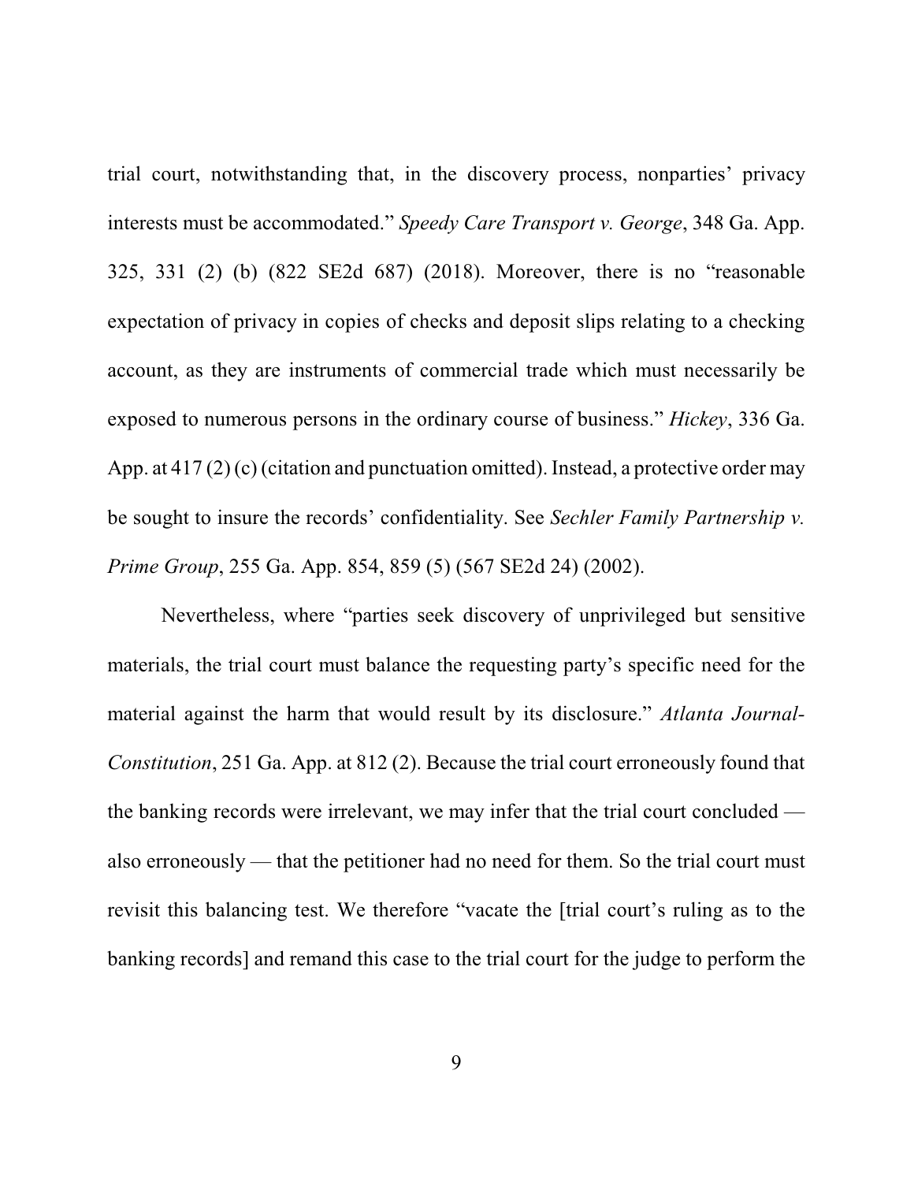trial court, notwithstanding that, in the discovery process, nonparties' privacy interests must be accommodated." *Speedy Care Transport v. George*, 348 Ga. App. 325, 331 (2) (b) (822 SE2d 687) (2018). Moreover, there is no "reasonable expectation of privacy in copies of checks and deposit slips relating to a checking account, as they are instruments of commercial trade which must necessarily be exposed to numerous persons in the ordinary course of business." *Hickey*, 336 Ga. App. at 417 (2) (c) (citation and punctuation omitted). Instead, a protective order may be sought to insure the records' confidentiality. See *Sechler Family Partnership v. Prime Group*, 255 Ga. App. 854, 859 (5) (567 SE2d 24) (2002).

Nevertheless, where "parties seek discovery of unprivileged but sensitive materials, the trial court must balance the requesting party's specific need for the material against the harm that would result by its disclosure." *Atlanta Journal-Constitution*, 251 Ga. App. at 812 (2). Because the trial court erroneously found that the banking records were irrelevant, we may infer that the trial court concluded — also erroneously — that the petitioner had no need for them. So the trial court must revisit this balancing test. We therefore "vacate the [trial court's ruling as to the banking records] and remand this case to the trial court for the judge to perform the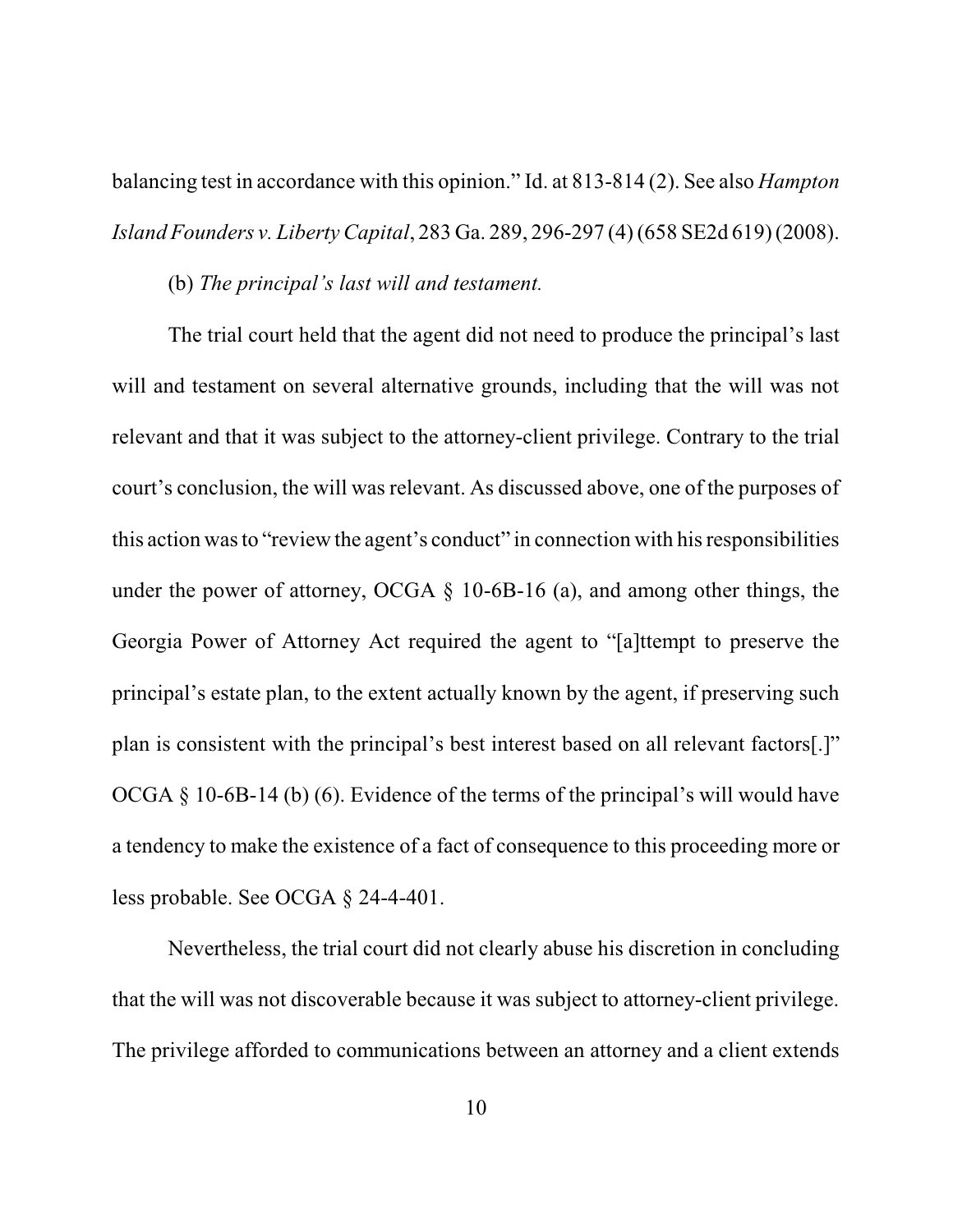balancing test in accordance with this opinion." Id. at 813-814 (2). See also *Hampton Island Founders v. Liberty Capital*, 283 Ga. 289, 296-297 (4) (658 SE2d 619) (2008).

(b) *The principal's last will and testament.*

The trial court held that the agent did not need to produce the principal's last will and testament on several alternative grounds, including that the will was not relevant and that it was subject to the attorney-client privilege. Contrary to the trial court's conclusion, the will was relevant. As discussed above, one of the purposes of this action was to "review the agent's conduct" in connection with his responsibilities under the power of attorney, OCGA § 10-6B-16 (a), and among other things, the Georgia Power of Attorney Act required the agent to "[a]ttempt to preserve the principal's estate plan, to the extent actually known by the agent, if preserving such plan is consistent with the principal's best interest based on all relevant factors[.]" OCGA § 10-6B-14 (b) (6). Evidence of the terms of the principal's will would have a tendency to make the existence of a fact of consequence to this proceeding more or less probable. See OCGA § 24-4-401.

Nevertheless, the trial court did not clearly abuse his discretion in concluding that the will was not discoverable because it was subject to attorney-client privilege. The privilege afforded to communications between an attorney and a client extends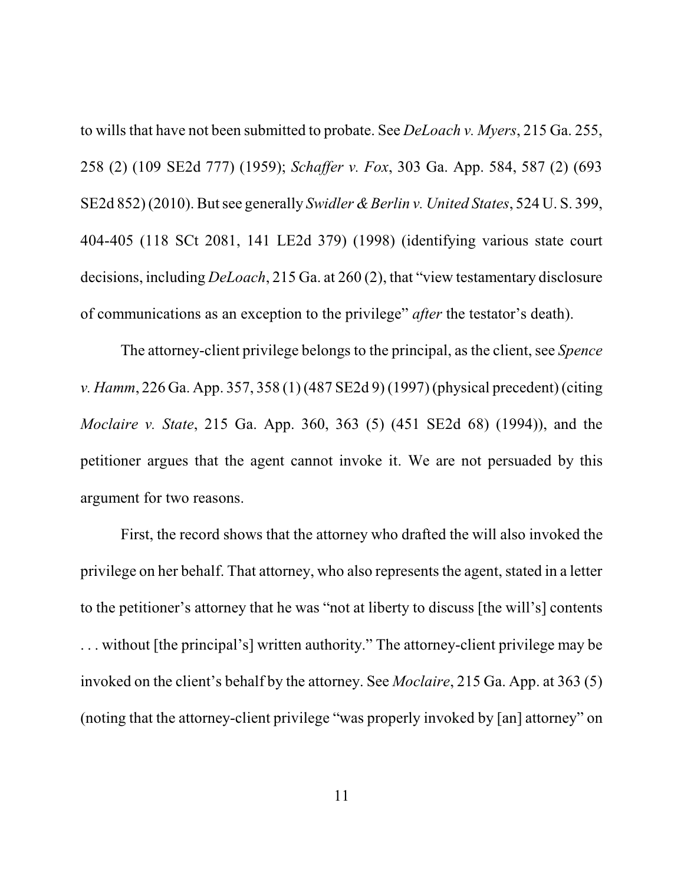to wills that have not been submitted to probate. See *DeLoach v. Myers*, 215 Ga. 255, 258 (2) (109 SE2d 777) (1959); *Schaffer v. Fox*, 303 Ga. App. 584, 587 (2) (693 SE2d 852) (2010). But see generally *Swidler & Berlin v. United States*, 524 U. S. 399, 404-405 (118 SCt 2081, 141 LE2d 379) (1998) (identifying various state court decisions, including *DeLoach*, 215 Ga. at 260 (2), that "view testamentary disclosure of communications as an exception to the privilege" *after* the testator's death).

The attorney-client privilege belongs to the principal, as the client, see *Spence v. Hamm*, 226 Ga. App. 357, 358 (1) (487 SE2d 9) (1997) (physical precedent) (citing *Moclaire v. State*, 215 Ga. App. 360, 363 (5) (451 SE2d 68) (1994)), and the petitioner argues that the agent cannot invoke it. We are not persuaded by this argument for two reasons.

First, the record shows that the attorney who drafted the will also invoked the privilege on her behalf. That attorney, who also represents the agent, stated in a letter to the petitioner's attorney that he was "not at liberty to discuss [the will's] contents . . . without [the principal's] written authority." The attorney-client privilege may be invoked on the client's behalf by the attorney. See *Moclaire*, 215 Ga. App. at 363 (5) (noting that the attorney-client privilege "was properly invoked by [an] attorney" on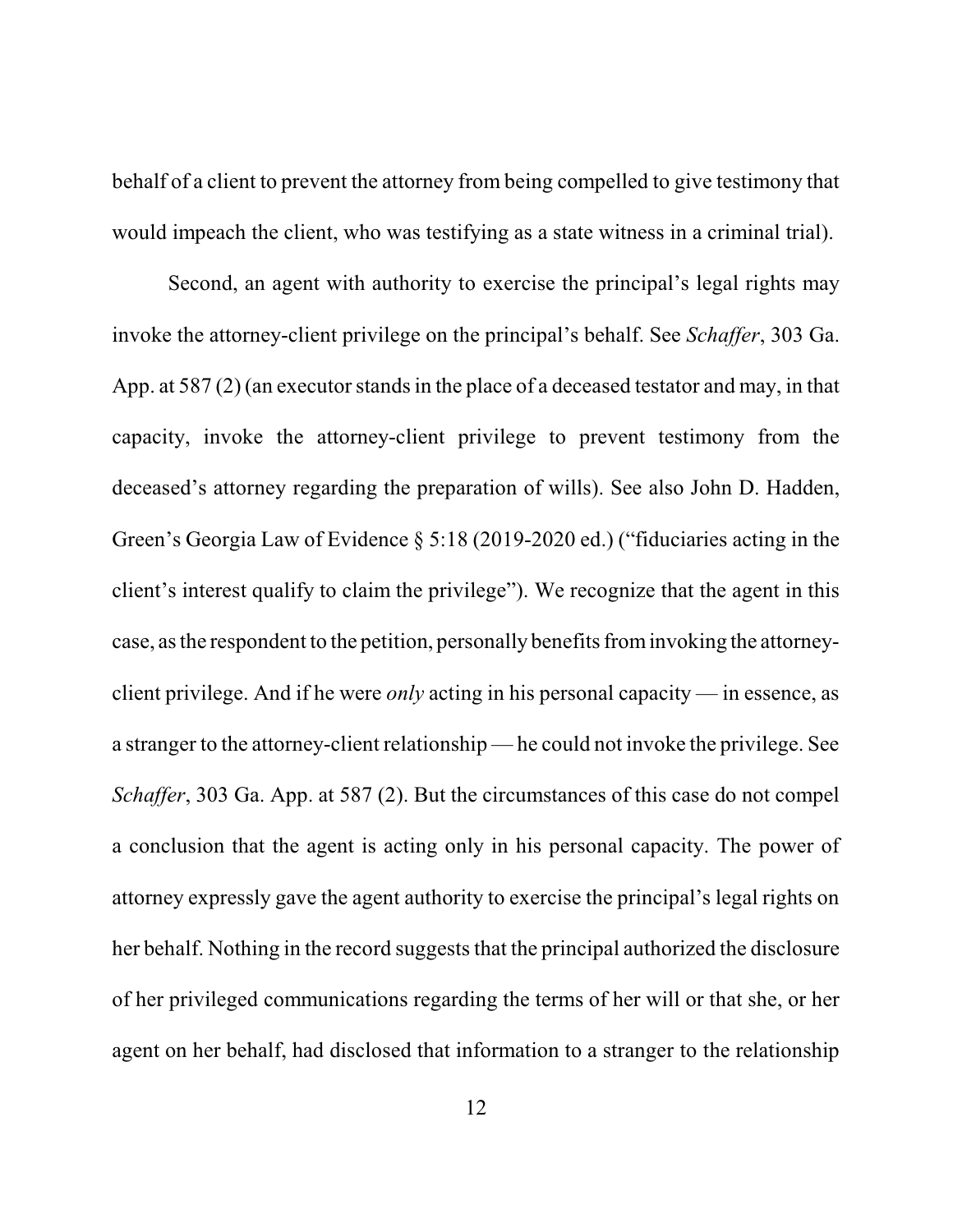behalf of a client to prevent the attorney from being compelled to give testimony that would impeach the client, who was testifying as a state witness in a criminal trial).

Second, an agent with authority to exercise the principal's legal rights may invoke the attorney-client privilege on the principal's behalf. See *Schaffer*, 303 Ga. App. at 587 (2) (an executor stands in the place of a deceased testator and may, in that capacity, invoke the attorney-client privilege to prevent testimony from the deceased's attorney regarding the preparation of wills). See also John D. Hadden, Green's Georgia Law of Evidence § 5:18 (2019-2020 ed.) ("fiduciaries acting in the client's interest qualify to claim the privilege"). We recognize that the agent in this case, as the respondent to the petition, personally benefits from invoking the attorney-client privilege. And if he were *only* acting in his personal capacity — in essence, as a stranger to the attorney-client relationship — he could not invoke the privilege. See *Schaffer*, 303 Ga. App. at 587 (2). But the circumstances of this case do not compel a conclusion that the agent is acting only in his personal capacity. The power of attorney expressly gave the agent authority to exercise the principal's legal rights on her behalf. Nothing in the record suggests that the principal authorized the disclosure of her privileged communications regarding the terms of her will or that she, or her agent on her behalf, had disclosed that information to a stranger to the relationship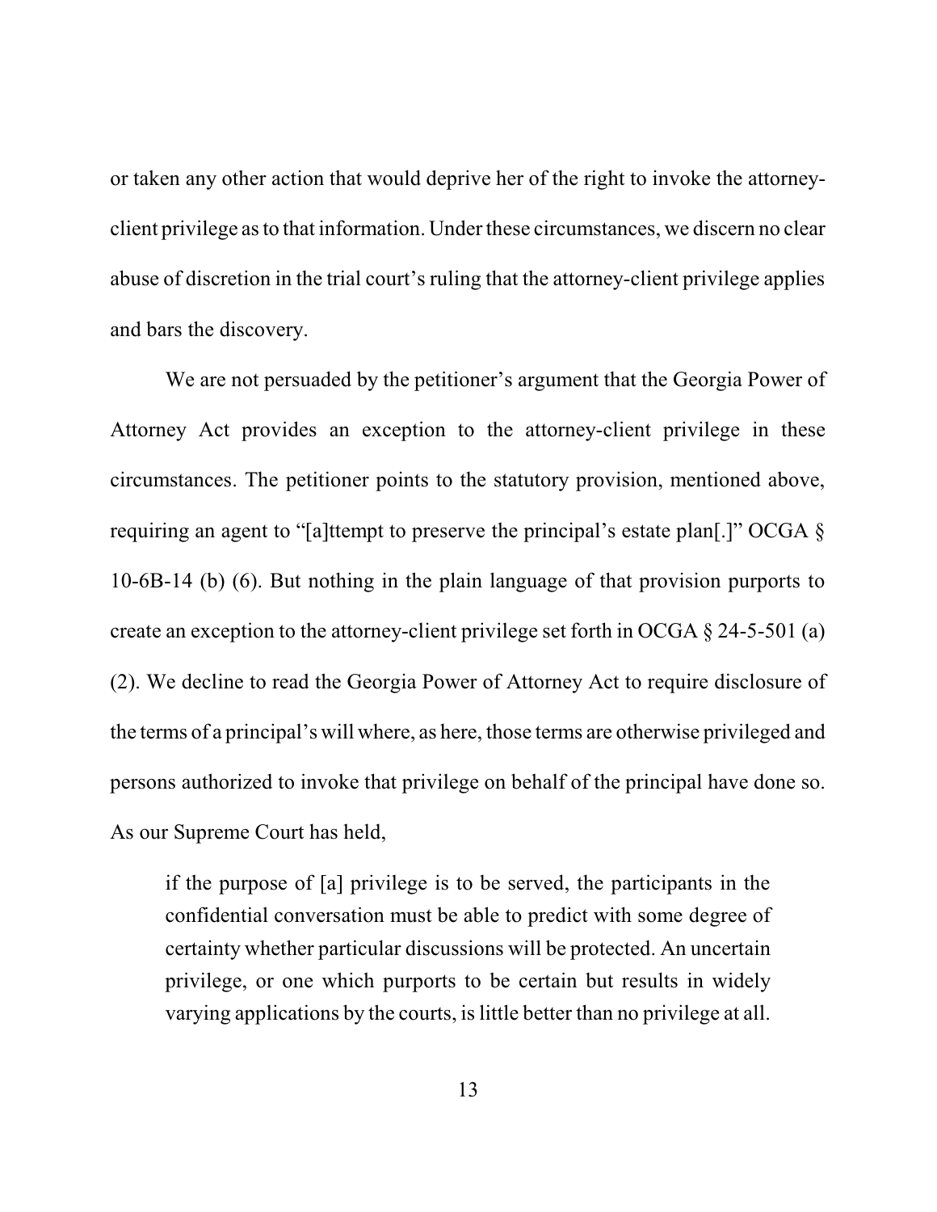or taken any other action that would deprive her of the right to invoke the attorney-client privilege as to that information. Under these circumstances, we discern no clear abuse of discretion in the trial court's ruling that the attorney-client privilege applies and bars the discovery.

We are not persuaded by the petitioner's argument that the Georgia Power of Attorney Act provides an exception to the attorney-client privilege in these circumstances. The petitioner points to the statutory provision, mentioned above, requiring an agent to "[a]ttempt to preserve the principal's estate plan[.]" OCGA § 10-6B-14 (b) (6). But nothing in the plain language of that provision purports to create an exception to the attorney-client privilege set forth in OCGA § 24-5-501 (a) (2). We decline to read the Georgia Power of Attorney Act to require disclosure of the terms of a principal's will where, as here, those terms are otherwise privileged and persons authorized to invoke that privilege on behalf of the principal have done so. As our Supreme Court has held,

> if the purpose of [a] privilege is to be served, the participants in the confidential conversation must be able to predict with some degree of certainty whether particular discussions will be protected. An uncertain privilege, or one which purports to be certain but results in widely varying applications by the courts, is little better than no privilege at all.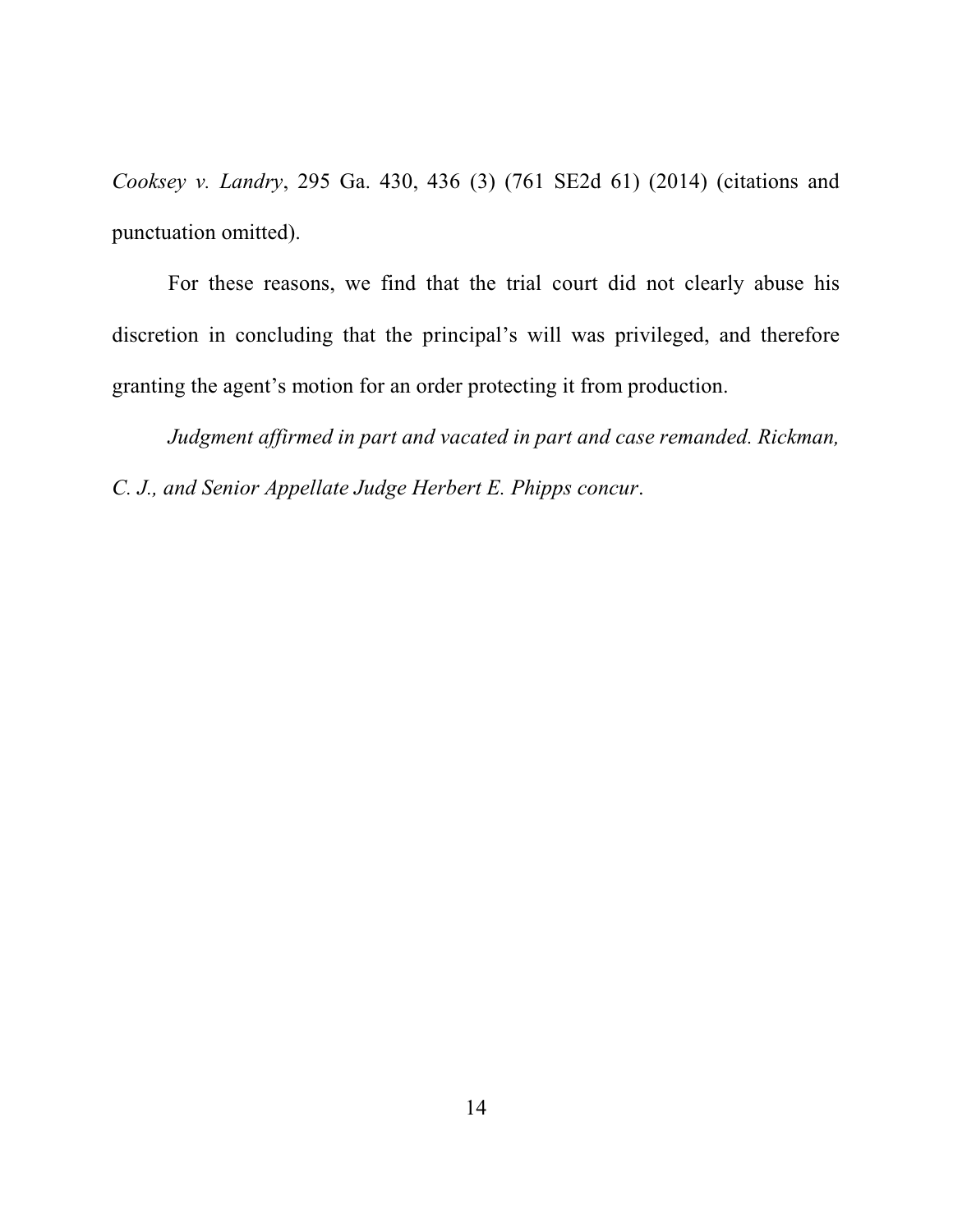*Cooksey v. Landry*, 295 Ga. 430, 436 (3) (761 SE2d 61) (2014) (citations and punctuation omitted).

For these reasons, we find that the trial court did not clearly abuse his discretion in concluding that the principal's will was privileged, and therefore granting the agent's motion for an order protecting it from production.

*Judgment affirmed in part and vacated in part and case remanded. Rickman, C. J., and Senior Appellate Judge Herbert E. Phipps concur*.